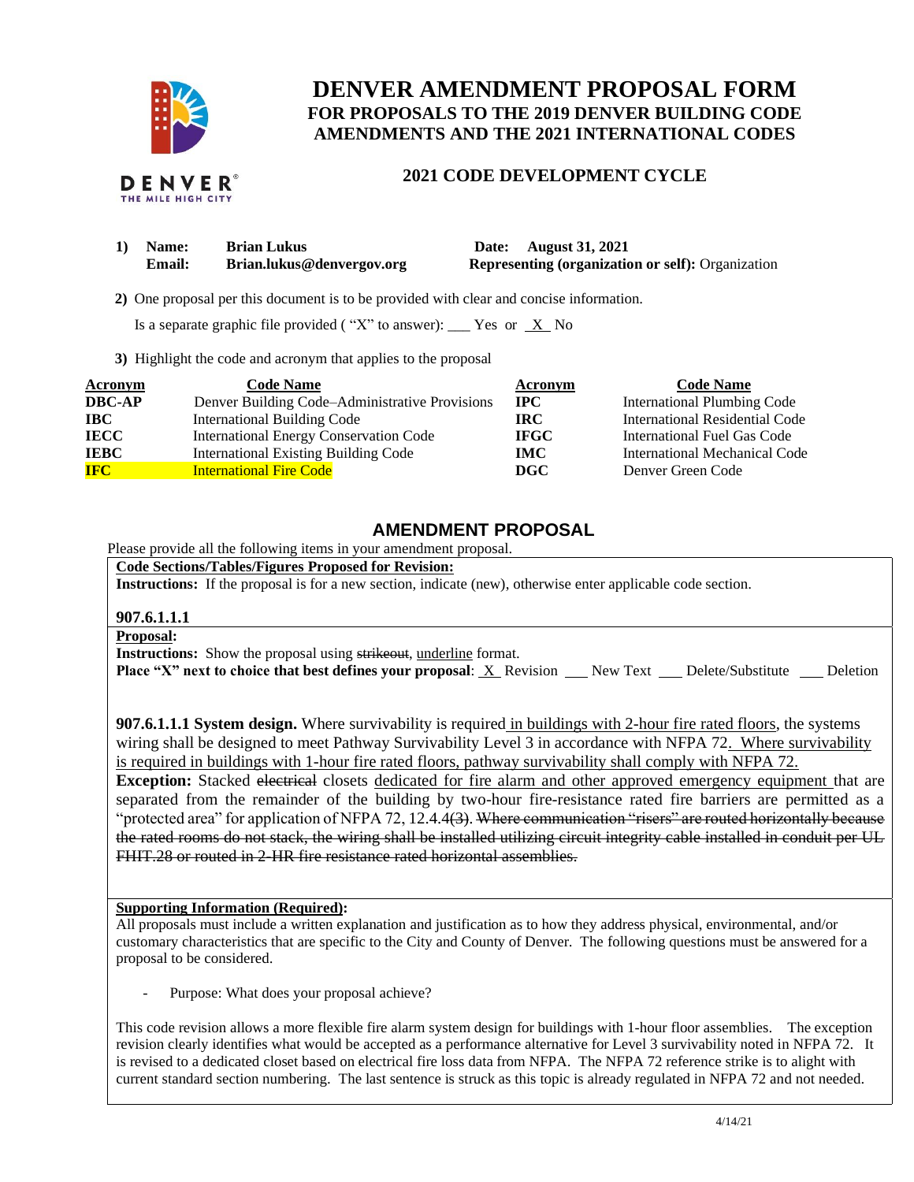# DENVER AMENDMENT PROPOSAL FORM

## FOR PROPOSALS TO THE 2019 DENVER BUILDING CODE AMENDMENTS AND THE 2021 INTERNATIONAL CODES

### 2021 CODE DEVELOPMENT CYCLE

**1) Name:** **Brian Lukus** **Date:** **August 31, 2021**
**Email:** **Brian.lukus@denvergov.org** **Representing (organization or self):** Organization

**2)** One proposal per this document is to be provided with clear and concise information.

Is a separate graphic file provided ( "X" to answer): ___ Yes or _X_ No

**3)** Highlight the code and acronym that applies to the proposal

| Acronym | Code Name | Acronym | Code Name |
|---|---|---|---|
| **DBC-AP** | Denver Building Code–Administrative Provisions | **IPC** | International Plumbing Code |
| **IBC** | International Building Code | **IRC** | International Residential Code |
| **IECC** | International Energy Conservation Code | **IFGC** | International Fuel Gas Code |
| **IEBC** | International Existing Building Code | **IMC** | International Mechanical Code |
| **IFC** (highlighted) | International Fire Code (highlighted) | **DGC** | Denver Green Code |

## AMENDMENT PROPOSAL

Please provide all the following items in your amendment proposal.

**Code Sections/Tables/Figures Proposed for Revision:**

**Instructions:** If the proposal is for a new section, indicate (new), otherwise enter applicable code section.

**907.6.1.1.1**

**Proposal:**

**Instructions:** Show the proposal using ~~strikeout~~, <u>underline</u> format.

**Place "X" next to choice that best defines your proposal**: _X_ Revision ___ New Text ___ Delete/Substitute ___ Deletion

**907.6.1.1.1 System design.** Where survivability is required <u>in buildings with 2-hour fire rated floors</u>, the systems wiring shall be designed to meet Pathway Survivability Level 3 in accordance with NFPA 72<u>. Where survivability is required in buildings with 1-hour fire rated floors, pathway survivability shall comply with NFPA 72.</u>

**Exception:** Stacked ~~electrical~~ closets <u>dedicated for fire alarm and other approved emergency equipment</u> that are separated from the remainder of the building by two-hour fire-resistance rated fire barriers are permitted as a "protected area" for application of NFPA 72, 12.4.4~~(3)~~. ~~Where communication "risers" are routed horizontally because the rated rooms do not stack, the wiring shall be installed utilizing circuit integrity cable installed in conduit per UL FHIT.28 or routed in 2-HR fire resistance rated horizontal assemblies.~~

**Supporting Information (Required):**

All proposals must include a written explanation and justification as to how they address physical, environmental, and/or customary characteristics that are specific to the City and County of Denver. The following questions must be answered for a proposal to be considered.

- Purpose: What does your proposal achieve?

This code revision allows a more flexible fire alarm system design for buildings with 1-hour floor assemblies. The exception revision clearly identifies what would be accepted as a performance alternative for Level 3 survivability noted in NFPA 72. It is revised to a dedicated closet based on electrical fire loss data from NFPA. The NFPA 72 reference strike is to alight with current standard section numbering. The last sentence is struck as this topic is already regulated in NFPA 72 and not needed.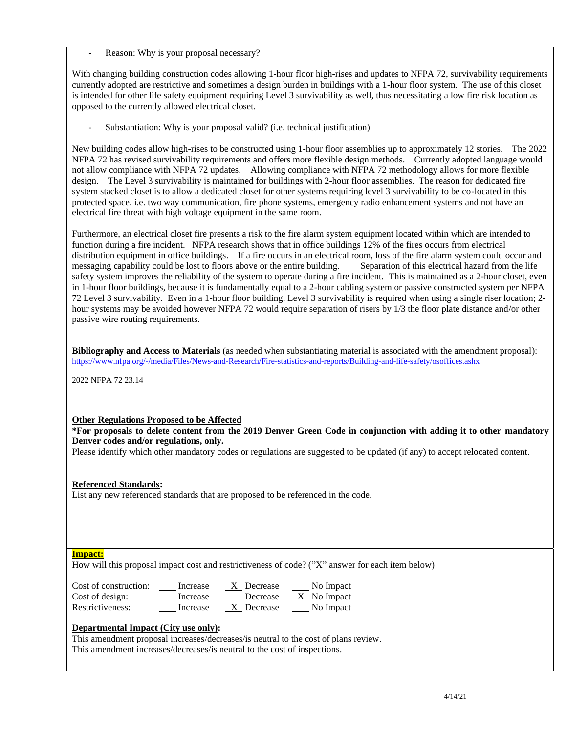- Reason: Why is your proposal necessary?

With changing building construction codes allowing 1-hour floor high-rises and updates to NFPA 72, survivability requirements currently adopted are restrictive and sometimes a design burden in buildings with a 1-hour floor system. The use of this closet is intended for other life safety equipment requiring Level 3 survivability as well, thus necessitating a low fire risk location as opposed to the currently allowed electrical closet.

- Substantiation: Why is your proposal valid? (i.e. technical justification)

New building codes allow high-rises to be constructed using 1-hour floor assemblies up to approximately 12 stories. The 2022 NFPA 72 has revised survivability requirements and offers more flexible design methods. Currently adopted language would not allow compliance with NFPA 72 updates. Allowing compliance with NFPA 72 methodology allows for more flexible design. The Level 3 survivability is maintained for buildings with 2-hour floor assemblies. The reason for dedicated fire system stacked closet is to allow a dedicated closet for other systems requiring level 3 survivability to be co-located in this protected space, i.e. two way communication, fire phone systems, emergency radio enhancement systems and not have an electrical fire threat with high voltage equipment in the same room.

Furthermore, an electrical closet fire presents a risk to the fire alarm system equipment located within which are intended to function during a fire incident. NFPA research shows that in office buildings 12% of the fires occurs from electrical distribution equipment in office buildings. If a fire occurs in an electrical room, loss of the fire alarm system could occur and messaging capability could be lost to floors above or the entire building. Separation of this electrical hazard from the life safety system improves the reliability of the system to operate during a fire incident. This is maintained as a 2-hour closet, even in 1-hour floor buildings, because it is fundamentally equal to a 2-hour cabling system or passive constructed system per NFPA 72 Level 3 survivability. Even in a 1-hour floor building, Level 3 survivability is required when using a single riser location; 2-hour systems may be avoided however NFPA 72 would require separation of risers by 1/3 the floor plate distance and/or other passive wire routing requirements.

**Bibliography and Access to Materials** (as needed when substantiating material is associated with the amendment proposal):
https://www.nfpa.org/-/media/Files/News-and-Research/Fire-statistics-and-reports/Building-and-life-safety/osoffices.ashx

2022 NFPA 72 23.14

**Other Regulations Proposed to be Affected**

**\*For proposals to delete content from the 2019 Denver Green Code in conjunction with adding it to other mandatory Denver codes and/or regulations, only.**

Please identify which other mandatory codes or regulations are suggested to be updated (if any) to accept relocated content.

**Referenced Standards:**

List any new referenced standards that are proposed to be referenced in the code.

**Impact:**

How will this proposal impact cost and restrictiveness of code? ("X" answer for each item below)

| | | | |
|---|---|---|---|
| Cost of construction: | ___ Increase | X Decrease | ___ No Impact |
| Cost of design: | ___ Increase | ___ Decrease | X No Impact |
| Restrictiveness: | ___ Increase | X Decrease | ___ No Impact |

**Departmental Impact (City use only):**

This amendment proposal increases/decreases/is neutral to the cost of plans review.

This amendment increases/decreases/is neutral to the cost of inspections.

4/14/21